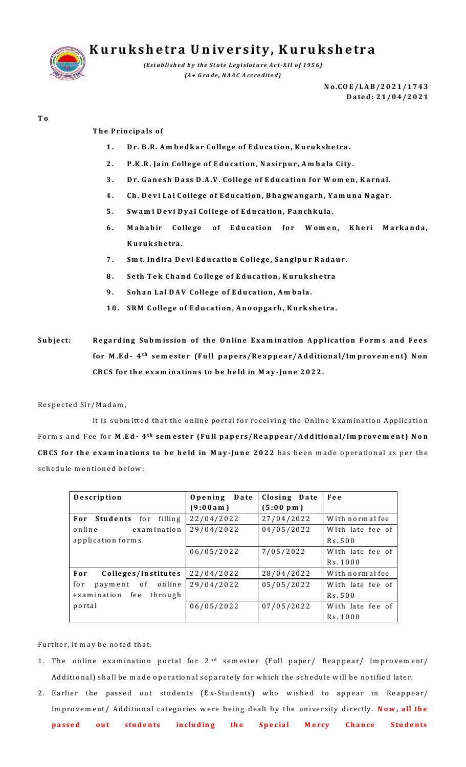# Kurukshetra University, Kurukshetra

*(Established by the State Legislature Act-XII of 1956)*
*(A+ Grade, NAAC Accredited)*

**No.COE/LAB/2021/1743**
**Dated: 21/04/2021**

**To**

**The Principals of**

1. **Dr. B.R. Ambedkar College of Education, Kurukshetra.**
2. **P.K.R. Jain College of Education, Nasirpur, Ambala City.**
3. **Dr. Ganesh Dass D.A.V. College of Education for Women, Karnal.**
4. **Ch. Devi Lal College of Education, Bhagwangarh, Yamuna Nagar.**
5. **Swami Devi Dyal College of Education, Panchkula.**
6. **Mahabir College of Education for Women, Kheri Markanda, Kurukshetra.**
7. **Smt. Indira Devi Education College, Sangipur Radaur.**
8. **Seth Tek Chand College of Education, Kurukshetra**
9. **Sohan Lal DAV College of Education, Ambala.**
10. **SRM College of Education, Anoopgarh, Kurkshetra.**

**Subject: Regarding Submission of the Online Examination Application Forms and Fees for M.Ed- 4th semester (Full papers/Reappear/Additional/Improvement) Non CBCS for the examinations to be held in May-June 2022.**

Respected Sir/Madam,

It is submitted that the online portal for receiving the Online Examination Application Forms and Fee for **M.Ed- 4th semester (Full papers/Reappear/Additional/Improvement) Non CBCS for the examinations to be held in May-June 2022** has been made operational as per the schedule mentioned below:

| Description | Opening Date (9:00am) | Closing Date (5:00 pm) | Fee |
|---|---|---|---|
| For **Students** for filling online examination application forms | 22/04/2022 | 27/04/2022 | With normal fee |
| | 29/04/2022 | 04/05/2022 | With late fee of Rs.500 |
| | 06/05/2022 | 7/05/2022 | With late fee of Rs.1000 |
| **For Colleges/Institutes** for payment of online examination fee through portal | 22/04/2022 | 28/04/2022 | With normal fee |
| | 29/04/2022 | 05/05/2022 | With late fee of Rs.500 |
| | 06/05/2022 | 07/05/2022 | With late fee of Rs.1000 |

Further, it may be noted that:

1. The online examination portal for 2nd semester (Full paper/ Reappear/ Improvement/ Additional) shall be made operational separately for which the schedule will be notified later.
2. Earlier the passed out students (Ex-Students) who wished to appear in Reappear/ Improvement/ Additional categories were being dealt by the university directly. **Now, all the passed out students including the Special Mercy Chance Students**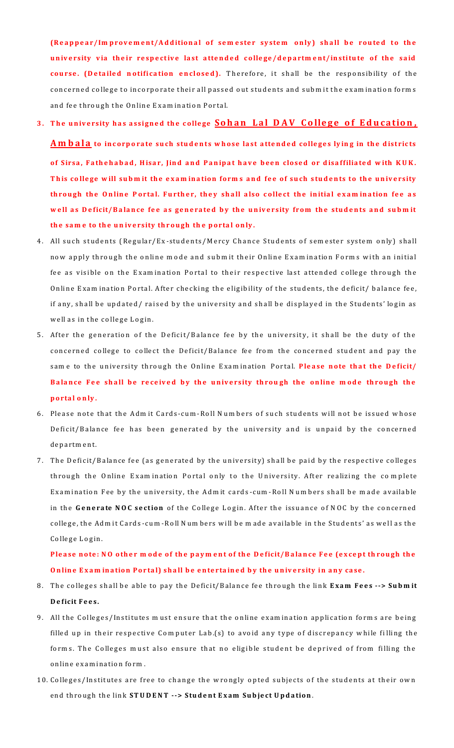**(Reappear/Improvement/Additional of semester system only) shall be routed to the university via their respective last attended college/department/institute of the said course. (Detailed notification enclosed).** Therefore, it shall be the responsibility of the concerned college to incorporate their all passed out students and submit the examination forms and fee through the Online Examination Portal.

3. **The university has assigned the college <u>Sohan Lal DAV College of Education, Ambala</u> to incorporate such students whose last attended colleges lying in the districts of Sirsa, Fathehabad, Hisar, Jind and Panipat have been closed or disaffiliated with KUK. This college will submit the examination forms and fee of such students to the university through the Online Portal. Further, they shall also collect the initial examination fee as well as Deficit/Balance fee as generated by the university from the students and submit the same to the university through the portal only.**
4. All such students (Regular/Ex-students/Mercy Chance Students of semester system only) shall now apply through the online mode and submit their Online Examination Forms with an initial fee as visible on the Examination Portal to their respective last attended college through the Online Examination Portal. After checking the eligibility of the students, the deficit/ balance fee, if any, shall be updated/ raised by the university and shall be displayed in the Students' login as well as in the college Login.
5. After the generation of the Deficit/Balance fee by the university, it shall be the duty of the concerned college to collect the Deficit/Balance fee from the concerned student and pay the same to the university through the Online Examination Portal. **Please note that the Deficit/ Balance Fee shall be received by the university through the online mode through the portal only.**
6. Please note that the Admit Cards-cum-Roll Numbers of such students will not be issued whose Deficit/Balance fee has been generated by the university and is unpaid by the concerned department.
7. The Deficit/Balance fee (as generated by the university) shall be paid by the respective colleges through the Online Examination Portal only to the University. After realizing the complete Examination Fee by the university, the Admit cards-cum-Roll Numbers shall be made available in the **Generate NOC section** of the College Login. After the issuance of NOC by the concerned college, the Admit Cards-cum-Roll Numbers will be made available in the Students' as well as the College Login.

   **Please note: NO other mode of the payment of the Deficit/Balance Fee (except through the Online Examination Portal) shall be entertained by the university in any case.**
8. The colleges shall be able to pay the Deficit/Balance fee through the link **Exam Fees --> Submit Deficit Fees.**
9. All the Colleges/Institutes must ensure that the online examination application forms are being filled up in their respective Computer Lab.(s) to avoid any type of discrepancy while filling the forms. The Colleges must also ensure that no eligible student be deprived of from filling the online examination form.
10. Colleges/Institutes are free to change the wrongly opted subjects of the students at their own end through the link **STUDENT --> Student Exam Subject Updation**.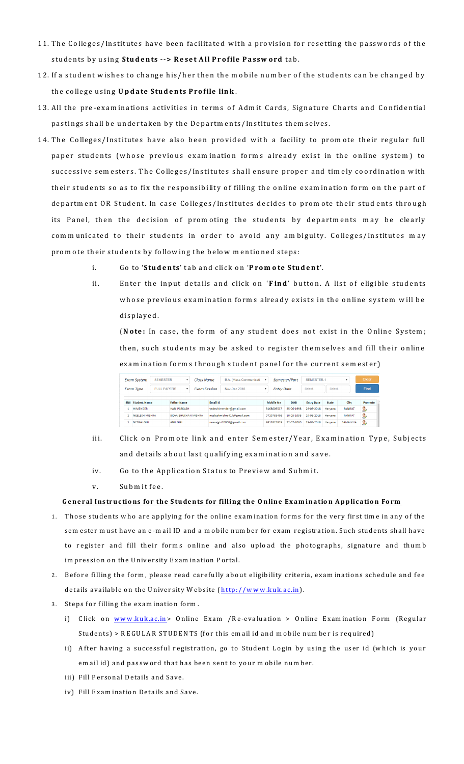11. The Colleges/Institutes have been facilitated with a provision for resetting the passwords of the students by using **Students --> Reset All Profile Password** tab.
12. If a student wishes to change his/her then the mobile number of the students can be changed by the college using **Update Students Profile link**.
13. All the pre-examinations activities in terms of Admit Cards, Signature Charts and Confidential pastings shall be undertaken by the Departments/Institutes themselves.
14. The Colleges/Institutes have also been provided with a facility to promote their regular full paper students (whose previous examination forms already exist in the online system) to successive semesters. The Colleges/Institutes shall ensure proper and timely coordination with their students so as to fix the responsibility of filling the online examination form on the part of department OR Student. In case Colleges/Institutes decides to promote their students through its Panel, then the decision of promoting the students by departments may be clearly communicated to their students in order to avoid any ambiguity. Colleges/Institutes may promote their students by following the below mentioned steps:

    i. Go to '**Students**' tab and click on '**Promote Student**'.

    ii. Enter the input details and click on '**Find**' button. A list of eligible students whose previous examination forms already exists in the online system will be displayed.

    (**Note:** In case, the form of any student does not exist in the Online System; then, such students may be asked to register themselves and fill their online examination forms through student panel for the current semester)

    Exam System: SEMESTER | Class Name: B.A. (Mass Communicati | Semester/Part: SEMESTER-1 | Clear
    Exam Type: FULL PAPERS | Exam Session: Nov-Dec 2018 | Entry Date: Select Select | Find

    | SN# | Student Name | Father Name | Email Id | Mobile No | DOB | Entry Date | State | City | Promote |
    |---|---|---|---|---|---|---|---|---|---|
    | 1 | HIMENDER | HARI PARKASH | yadavhimender@gmail.com | 8168009517 | 25-06-1998 | 29-08-2018 | Haryana | PANIPAT | |
    | 2 | NEELESH MISHRA | BIDYA BHUSHAN MISHRA | neeleshmishra417@gmail.com | 9719765408 | 10-05-1998 | 25-08-2018 | Haryana | PANIPAT | |
    | 3 | NEERAJ GIRI | ANIL GIRI | neerajgiri20000@gmail.com | 9812825829 | 22-07-2000 | 25-08-2018 | Haryana | SAMALKHA | |

    iii. Click on Promote link and enter Semester/Year, Examination Type, Subjects and details about last qualifying examination and save.

    iv. Go to the Application Status to Preview and Submit.

    v. Submit fee.

**<u>General Instructions for the Students for filling the Online Examination Application Form</u>**

1. Those students who are applying for the online examination forms for the very first time in any of the semester must have an e-mail ID and a mobile number for exam registration. Such students shall have to register and fill their forms online and also upload the photographs, signature and thumb impression on the University Examination Portal.
2. Before filling the form, please read carefully about eligibility criteria, examinations schedule and fee details available on the University Website (http://www.kuk.ac.in).
3. Steps for filling the examination form.
    i) Click on www.kuk.ac.in> Online Exam /Re-evaluation > Online Examination Form (Regular Students) > REGULAR STUDENTS (for this email id and mobile number is required)
    ii) After having a successful registration, go to Student Login by using the user id (which is your email id) and password that has been sent to your mobile number.
    iii) Fill Personal Details and Save.
    iv) Fill Examination Details and Save.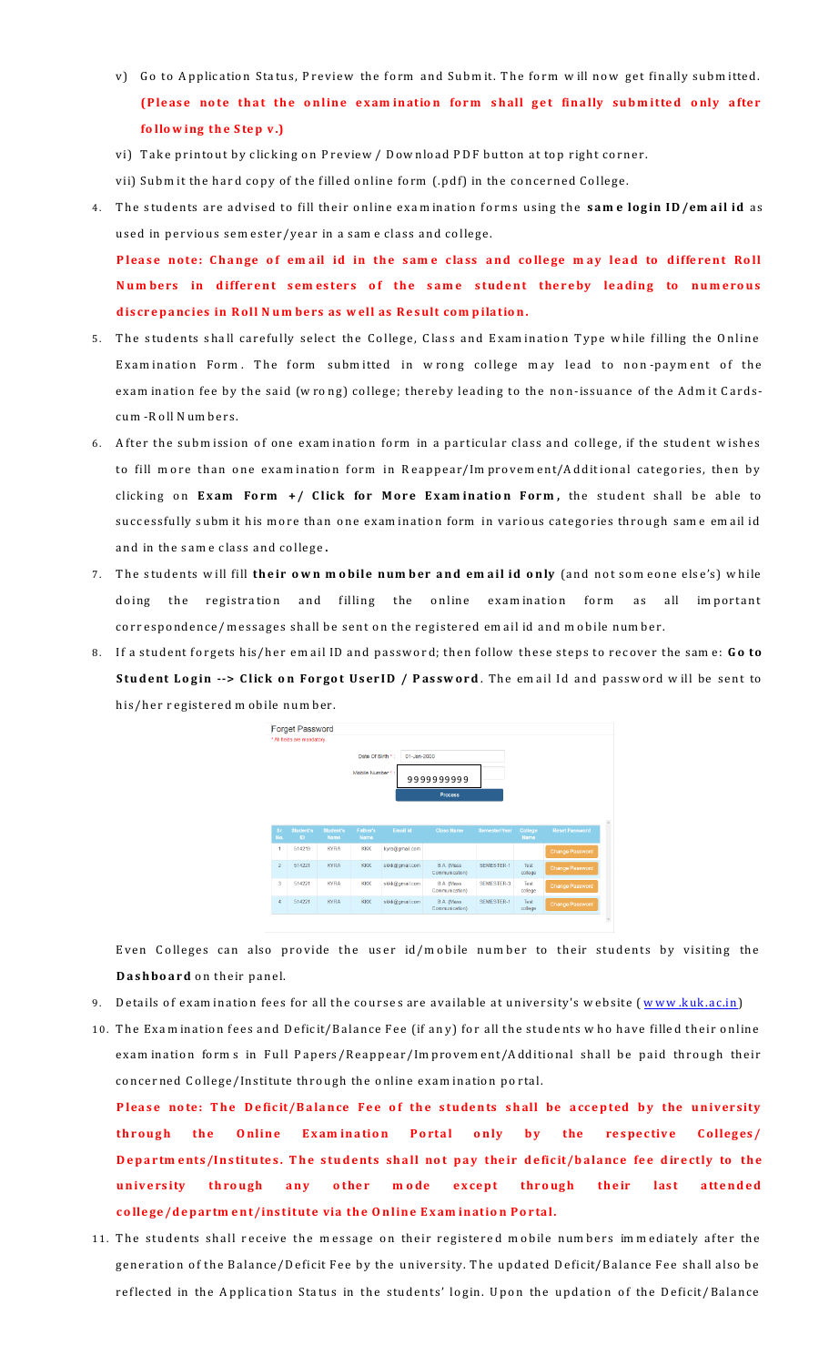v) Go to Application Status, Preview the form and Submit. The form will now get finally submitted. **(Please note that the online examination form shall get finally submitted only after following the Step v.)**

vi) Take printout by clicking on Preview / Download PDF button at top right corner.

vii) Submit the hard copy of the filled online form (.pdf) in the concerned College.

4. The students are advised to fill their online examination forms using the **same login ID/email id** as used in pervious semester/year in a same class and college.

   **Please note: Change of email id in the same class and college may lead to different Roll Numbers in different semesters of the same student thereby leading to numerous discrepancies in Roll Numbers as well as Result compilation.**

5. The students shall carefully select the College, Class and Examination Type while filling the Online Examination Form. The form submitted in wrong college may lead to non-payment of the examination fee by the said (wrong) college; thereby leading to the non-issuance of the Admit Cards-cum-Roll Numbers.

6. After the submission of one examination form in a particular class and college, if the student wishes to fill more than one examination form in Reappear/Improvement/Additional categories, then by clicking on **Exam Form +/ Click for More Examination Form,** the student shall be able to successfully submit his more than one examination form in various categories through same email id and in the same class and college**.**

7. The students will fill **their own mobile number and email id only** (and not someone else's) while doing the registration and filling the online examination form as all important correspondence/messages shall be sent on the registered email id and mobile number.

8. If a student forgets his/her email ID and password; then follow these steps to recover the same: **Go to Student Login --> Click on Forgot UserID / Password**. The email Id and password will be sent to his/her registered mobile number.

Forget Password

* All field's are mandatory.

Date Of Birth *: 01-Jan-2020

Mobile Number *: 9999999999

Process

| Sr. No. | Student's ID | Student's Name | Father's Name | Email Id | Class Name | Semester/Year | College Name | Reset Password |
|---|---|---|---|---|---|---|---|---|
| 1 | 514219 | KYRA | KKK | kyra@gmail.com | | | | Change Password |
| 2 | 514221 | KYRA | KKK | xkkk@gmail.com | B.A. (Mass Communication) | SEMESTER-1 | Test college | Change Password |
| 3 | 514221 | KYRA | KKK | xkkk@gmail.com | B.A. (Mass Communication) | SEMESTER-3 | Test college | Change Password |
| 4 | 514221 | KYRA | KKK | xkkk@gmail.com | B.A. (Mass Communication) | SEMESTER-1 | Test college | Change Password |

Even Colleges can also provide the user id/mobile number to their students by visiting the **Dashboard** on their panel.

9. Details of examination fees for all the courses are available at university's website (www.kuk.ac.in)

10. The Examination fees and Deficit/Balance Fee (if any) for all the students who have filled their online examination forms in Full Papers/Reappear/Improvement/Additional shall be paid through their concerned College/Institute through the online examination portal.

    **Please note: The Deficit/Balance Fee of the students shall be accepted by the university through the Online Examination Portal only by the respective Colleges/ Departments/Institutes. The students shall not pay their deficit/balance fee directly to the university through any other mode except through their last attended college/department/institute via the Online Examination Portal.**

11. The students shall receive the message on their registered mobile numbers immediately after the generation of the Balance/Deficit Fee by the university. The updated Deficit/Balance Fee shall also be reflected in the Application Status in the students' login. Upon the updation of the Deficit/Balance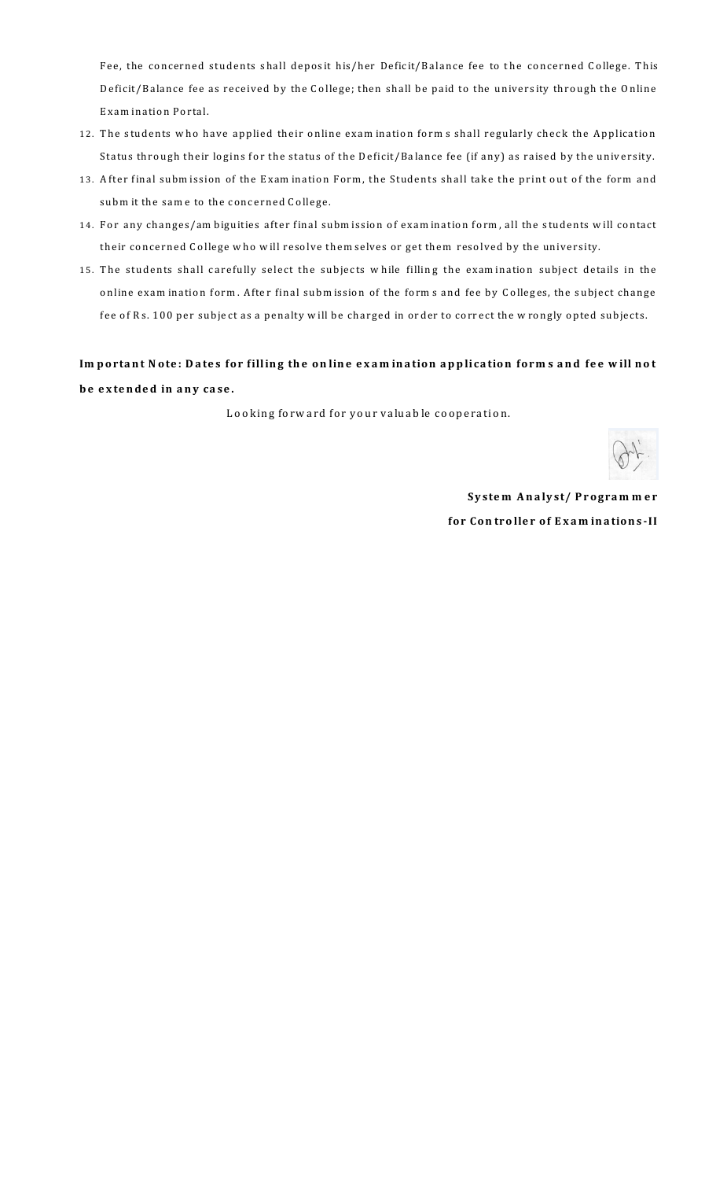Fee, the concerned students shall deposit his/her Deficit/Balance fee to the concerned College. This Deficit/Balance fee as received by the College; then shall be paid to the university through the Online Examination Portal.

12. The students who have applied their online examination forms shall regularly check the Application Status through their logins for the status of the Deficit/Balance fee (if any) as raised by the university.
13. After final submission of the Examination Form, the Students shall take the print out of the form and submit the same to the concerned College.
14. For any changes/ambiguities after final submission of examination form, all the students will contact their concerned College who will resolve themselves or get them resolved by the university.
15. The students shall carefully select the subjects while filling the examination subject details in the online examination form. After final submission of the forms and fee by Colleges, the subject change fee of Rs. 100 per subject as a penalty will be charged in order to correct the wrongly opted subjects.

**Important Note: Dates for filling the online examination application forms and fee will not be extended in any case.**

Looking forward for your valuable cooperation.

**System Analyst/ Programmer**
**for Controller of Examinations-II**